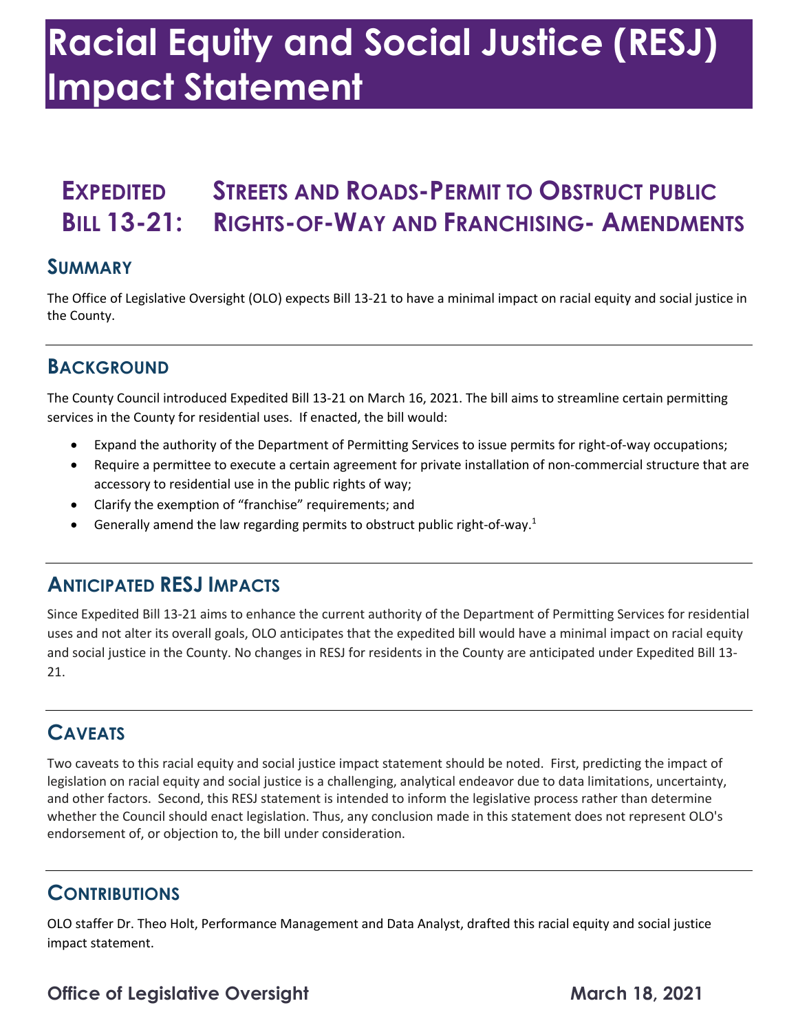# Racial Equity and Social Justice (RESJ) Impact Statement

## Expedited Bill 13-21: Streets and Roads-Permit to Obstruct public Rights-of-Way and Franchising- Amendments

### Summary

The Office of Legislative Oversight (OLO) expects Bill 13-21 to have a minimal impact on racial equity and social justice in the County.

### Background

The County Council introduced Expedited Bill 13-21 on March 16, 2021. The bill aims to streamline certain permitting services in the County for residential uses. If enacted, the bill would:

- Expand the authority of the Department of Permitting Services to issue permits for right-of-way occupations;
- Require a permittee to execute a certain agreement for private installation of non-commercial structure that are accessory to residential use in the public rights of way;
- Clarify the exemption of "franchise" requirements; and
- Generally amend the law regarding permits to obstruct public right-of-way.[1]

### Anticipated RESJ Impacts

Since Expedited Bill 13-21 aims to enhance the current authority of the Department of Permitting Services for residential uses and not alter its overall goals, OLO anticipates that the expedited bill would have a minimal impact on racial equity and social justice in the County. No changes in RESJ for residents in the County are anticipated under Expedited Bill 13-21.

### Caveats

Two caveats to this racial equity and social justice impact statement should be noted. First, predicting the impact of legislation on racial equity and social justice is a challenging, analytical endeavor due to data limitations, uncertainty, and other factors. Second, this RESJ statement is intended to inform the legislative process rather than determine whether the Council should enact legislation. Thus, any conclusion made in this statement does not represent OLO's endorsement of, or objection to, the bill under consideration.

### Contributions

OLO staffer Dr. Theo Holt, Performance Management and Data Analyst, drafted this racial equity and social justice impact statement.

**Office of Legislative Oversight** **March 18, 2021**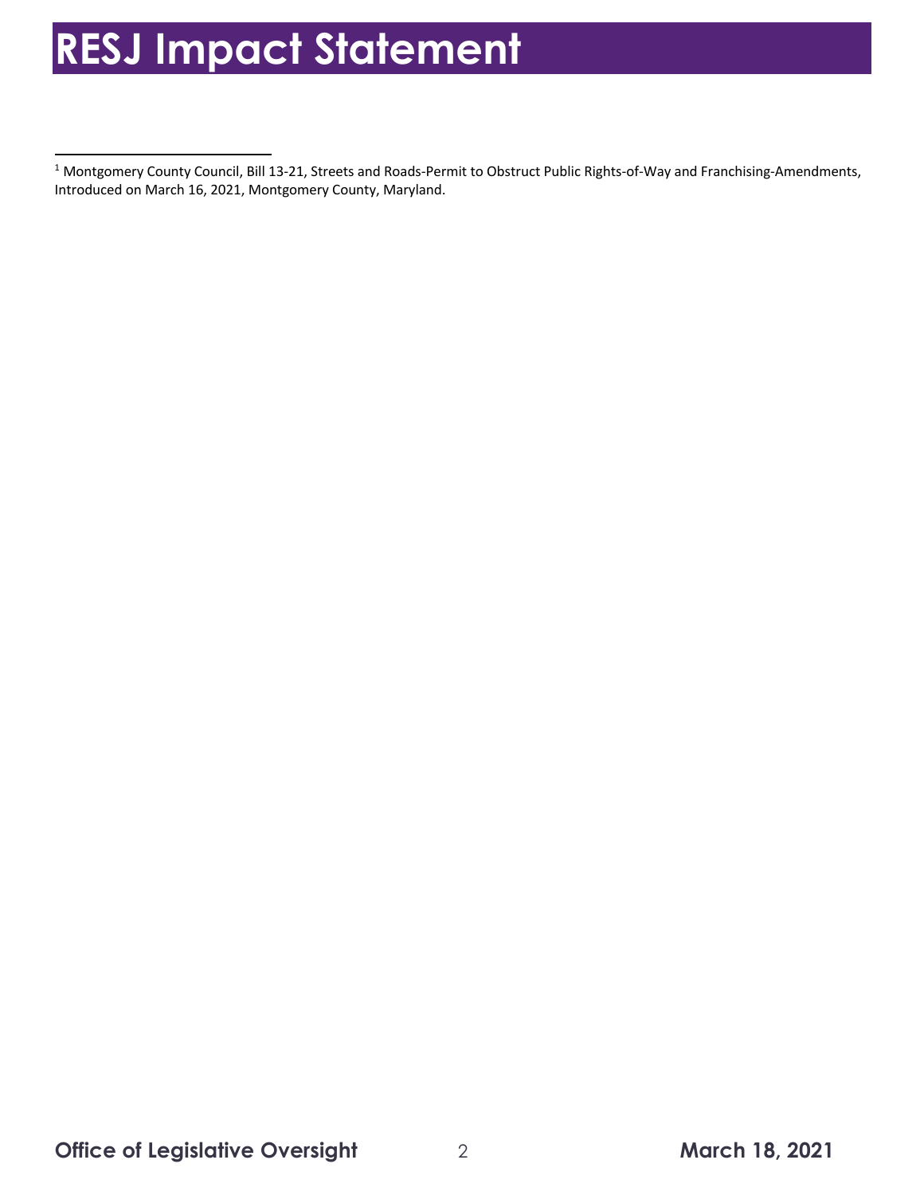[1] Montgomery County Council, Bill 13-21, Streets and Roads-Permit to Obstruct Public Rights-of-Way and Franchising-Amendments, Introduced on March 16, 2021, Montgomery County, Maryland.